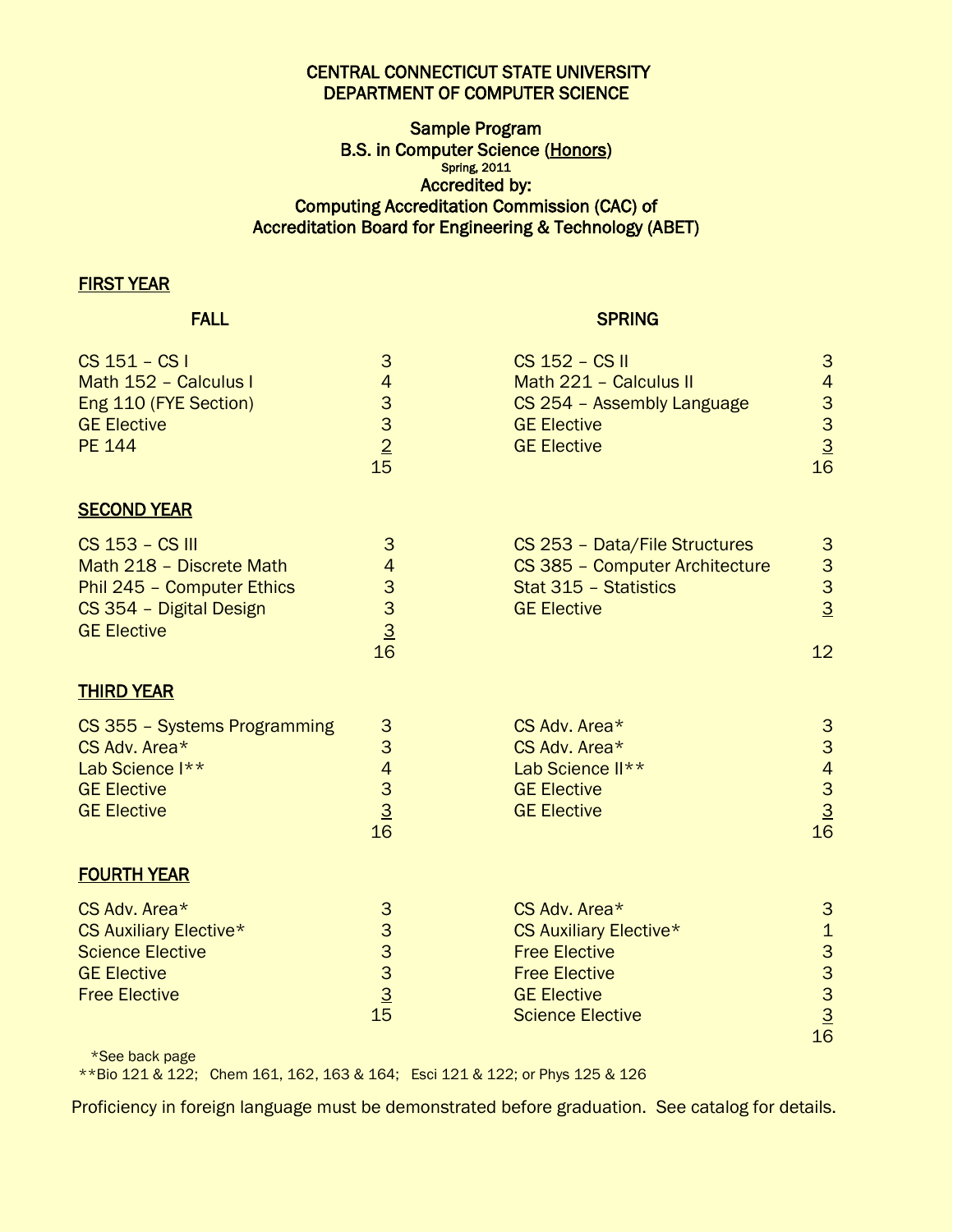# CENTRAL CONNECTICUT STATE UNIVERSITY
# DEPARTMENT OF COMPUTER SCIENCE

## Sample Program
## B.S. in Computer Science (Honors)

Spring, 2011

**Accredited by:**
**Computing Accreditation Commission (CAC) of**
**Accreditation Board for Engineering & Technology (ABET)**

### FIRST YEAR

| FALL | | SPRING | |
|---|---|---|---|
| CS 151 – CS I | 3 | CS 152 – CS II | 3 |
| Math 152 – Calculus I | 4 | Math 221 – Calculus II | 4 |
| Eng 110 (FYE Section) | 3 | CS 254 – Assembly Language | 3 |
| GE Elective | 3 | GE Elective | 3 |
| PE 144 | 2 | GE Elective | 3 |
| | 15 | | 16 |

### SECOND YEAR

| | | | |
|---|---|---|---|
| CS 153 – CS III | 3 | CS 253 – Data/File Structures | 3 |
| Math 218 – Discrete Math | 4 | CS 385 – Computer Architecture | 3 |
| Phil 245 – Computer Ethics | 3 | Stat 315 – Statistics | 3 |
| CS 354 – Digital Design | 3 | GE Elective | 3 |
| GE Elective | 3 | | |
| | 16 | | 12 |

### THIRD YEAR

| | | | |
|---|---|---|---|
| CS 355 – Systems Programming | 3 | CS Adv. Area* | 3 |
| CS Adv. Area* | 3 | CS Adv. Area* | 3 |
| Lab Science I** | 4 | Lab Science II** | 4 |
| GE Elective | 3 | GE Elective | 3 |
| GE Elective | 3 | GE Elective | 3 |
| | 16 | | 16 |

### FOURTH YEAR

| | | | |
|---|---|---|---|
| CS Adv. Area* | 3 | CS Adv. Area* | 3 |
| CS Auxiliary Elective* | 3 | CS Auxiliary Elective* | 1 |
| Science Elective | 3 | Free Elective | 3 |
| GE Elective | 3 | Free Elective | 3 |
| Free Elective | 3 | GE Elective | 3 |
| | 15 | Science Elective | 3 |
| | | | 16 |

*See back page

**Bio 121 & 122; Chem 161, 162, 163 & 164; Esci 121 & 122; or Phys 125 & 126

Proficiency in foreign language must be demonstrated before graduation. See catalog for details.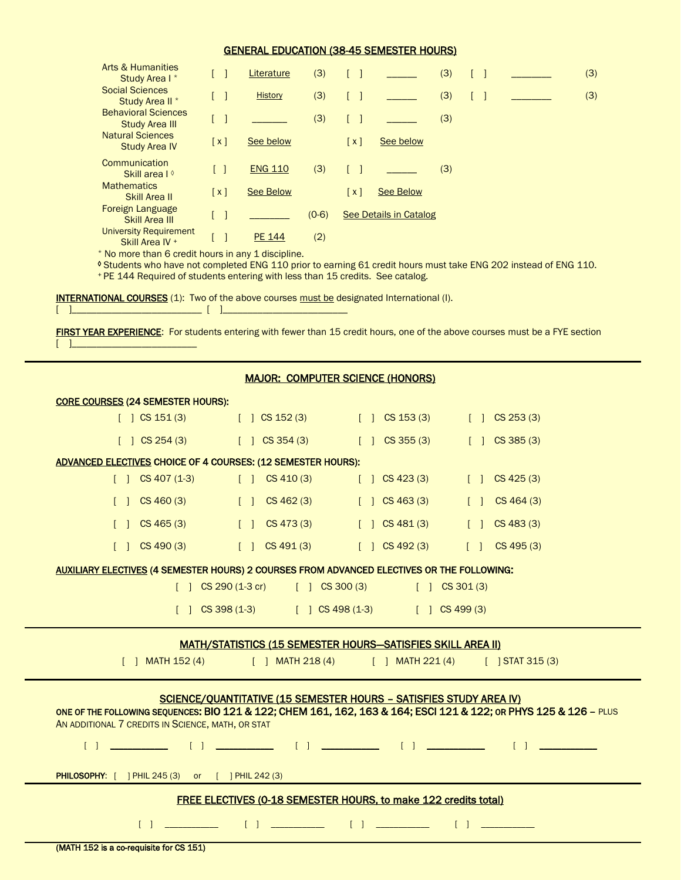## GENERAL EDUCATION (38-45 SEMESTER HOURS)

| | | | | | | | | | |
|---|---|---|---|---|---|---|---|---|---|
| Arts & Humanities Study Area I * | [ ] | Literature | (3) | [ ] | ______ | (3) | [ ] | ________ | (3) |
| Social Sciences Study Area II * | [ ] | History | (3) | [ ] | ______ | (3) | [ ] | ________ | (3) |
| Behavioral Sciences Study Area III | [ ] | _______ | (3) | [ ] | ______ | (3) | | | |
| Natural Sciences Study Area IV | [ x ] | See below | | [ x ] | See below | | | | |
| Communication Skill area I ◊ | [ ] | ENG 110 | (3) | [ ] | ______ | (3) | | | |
| Mathematics Skill Area II | [ x ] | See Below | | [ x ] | See Below | | | | |
| Foreign Language Skill Area III | [ ] | ________ | (0-6) | See Details in Catalog | | | | | |
| University Requirement Skill Area IV + | [ ] | PE 144 | (2) | | | | | | |

* No more than 6 credit hours in any 1 discipline.
◊ Students who have not completed ENG 110 prior to earning 61 credit hours must take ENG 202 instead of ENG 110.
+ PE 144 Required of students entering with less than 15 credits. See catalog.

**INTERNATIONAL COURSES** (1): Two of the above courses must be designated International (I).
[ ]_________________________ [ ]_________________________

**FIRST YEAR EXPERIENCE**: For students entering with fewer than 15 credit hours, one of the above courses must be a FYE section
[ ]_________________________

---

## MAJOR: COMPUTER SCIENCE (HONORS)

**CORE COURSES (24 SEMESTER HOURS):**

[ ] CS 151 (3) [ ] CS 152 (3) [ ] CS 153 (3) [ ] CS 253 (3)

[ ] CS 254 (3) [ ] CS 354 (3) [ ] CS 355 (3) [ ] CS 385 (3)

**ADVANCED ELECTIVES CHOICE OF 4 COURSES: (12 SEMESTER HOURS):**

[ ] CS 407 (1-3) [ ] CS 410 (3) [ ] CS 423 (3) [ ] CS 425 (3)

[ ] CS 460 (3) [ ] CS 462 (3) [ ] CS 463 (3) [ ] CS 464 (3)

[ ] CS 465 (3) [ ] CS 473 (3) [ ] CS 481 (3) [ ] CS 483 (3)

[ ] CS 490 (3) [ ] CS 491 (3) [ ] CS 492 (3) [ ] CS 495 (3)

**AUXILIARY ELECTIVES (4 SEMESTER HOURS) 2 COURSES FROM ADVANCED ELECTIVES OR THE FOLLOWING:**

[ ] CS 290 (1-3 cr) [ ] CS 300 (3) [ ] CS 301 (3)

[ ] CS 398 (1-3) [ ] CS 498 (1-3) [ ] CS 499 (3)

---

## MATH/STATISTICS (15 SEMESTER HOURS—SATISFIES SKILL AREA II)

[ ] MATH 152 (4) [ ] MATH 218 (4) [ ] MATH 221 (4) [ ] STAT 315 (3)

---

## SCIENCE/QUANTITATIVE (15 SEMESTER HOURS – SATISFIES STUDY AREA IV)

**ONE OF THE FOLLOWING SEQUENCES: BIO 121 & 122; CHEM 161, 162, 163 & 164; ESCI 121 & 122; OR PHYS 125 & 126** – PLUS AN ADDITIONAL 7 CREDITS IN SCIENCE, MATH, OR STAT

[ ] __________ [ ] __________ [ ] __________ [ ] __________ [ ] __________

**PHILOSOPHY**: [ ] PHIL 245 (3) or [ ] PHIL 242 (3)

---

## FREE ELECTIVES (0-18 SEMESTER HOURS, to make 122 credits total)

[ ] __________ [ ] __________ [ ] __________ [ ] __________

---

**(MATH 152 is a co-requisite for CS 151)**